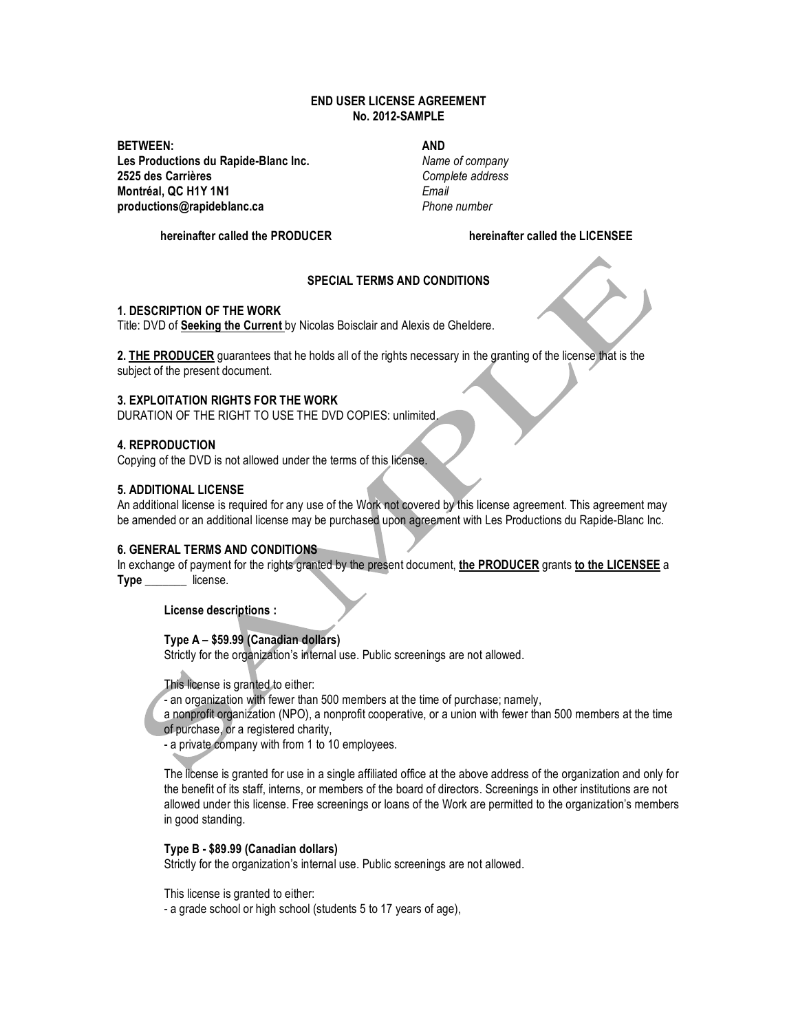**END USER LICENSE AGREEMENT**
**No. 2012-SAMPLE**

| **BETWEEN:** | **AND** |
|---|---|
| **Les Productions du Rapide-Blanc Inc.** | *Name of company* |
| **2525 des Carrières** | *Complete address* |
| **Montréal, QC H1Y 1N1** | *Email* |
| **productions@rapideblanc.ca** | *Phone number* |
| **hereinafter called the PRODUCER** | **hereinafter called the LICENSEE** |

**SPECIAL TERMS AND CONDITIONS**

**1. DESCRIPTION OF THE WORK**
Title: DVD of **Seeking the Current** by Nicolas Boisclair and Alexis de Gheldere.

**2. THE PRODUCER** guarantees that he holds all of the rights necessary in the granting of the license that is the subject of the present document.

**3. EXPLOITATION RIGHTS FOR THE WORK**
DURATION OF THE RIGHT TO USE THE DVD COPIES: unlimited.

**4. REPRODUCTION**
Copying of the DVD is not allowed under the terms of this license.

**5. ADDITIONAL LICENSE**
An additional license is required for any use of the Work not covered by this license agreement. This agreement may be amended or an additional license may be purchased upon agreement with Les Productions du Rapide-Blanc Inc.

**6. GENERAL TERMS AND CONDITIONS**
In exchange of payment for the rights granted by the present document, **the PRODUCER** grants **to the LICENSEE** a **Type** _______ license.

**License descriptions :**

**Type A – $59.99 (Canadian dollars)**
Strictly for the organization's internal use. Public screenings are not allowed.

This license is granted to either:
- an organization with fewer than 500 members at the time of purchase; namely,
a nonprofit organization (NPO), a nonprofit cooperative, or a union with fewer than 500 members at the time of purchase, or a registered charity,
- a private company with from 1 to 10 employees.

The license is granted for use in a single affiliated office at the above address of the organization and only for the benefit of its staff, interns, or members of the board of directors. Screenings in other institutions are not allowed under this license. Free screenings or loans of the Work are permitted to the organization's members in good standing.

**Type B - $89.99 (Canadian dollars)**
Strictly for the organization's internal use. Public screenings are not allowed.

This license is granted to either:
- a grade school or high school (students 5 to 17 years of age),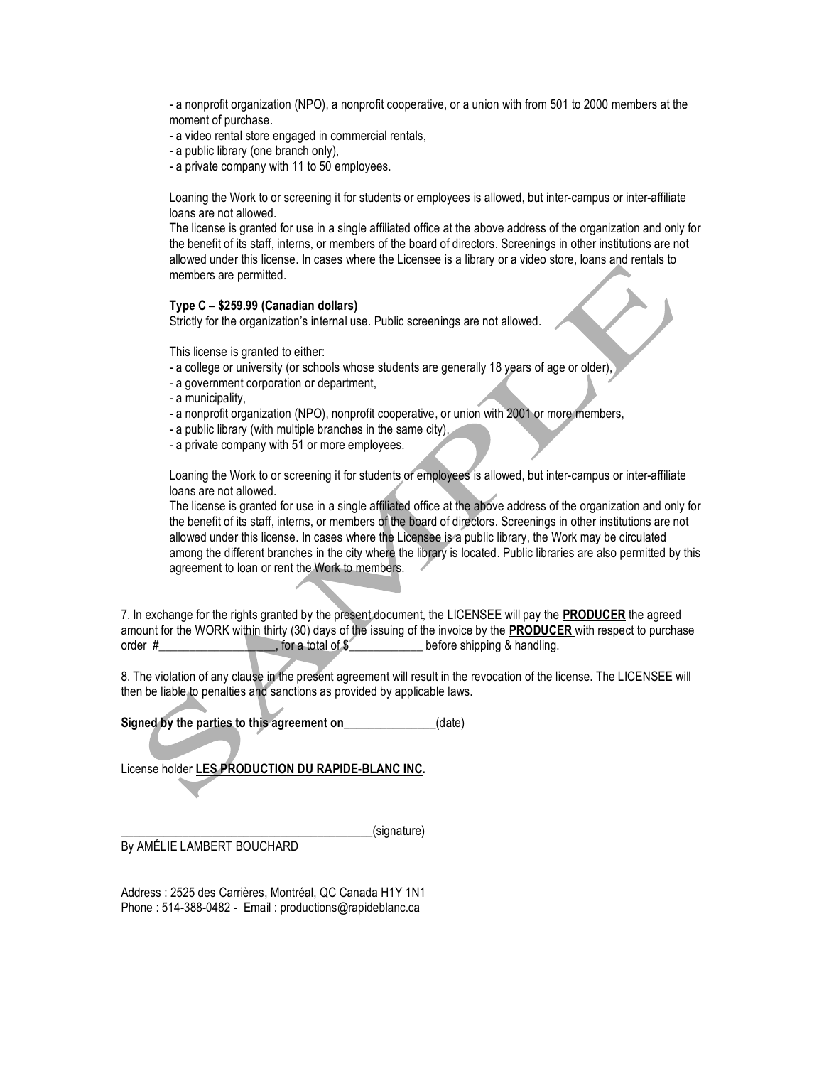- a nonprofit organization (NPO), a nonprofit cooperative, or a union with from 501 to 2000 members at the moment of purchase.
- a video rental store engaged in commercial rentals,
- a public library (one branch only),
- a private company with 11 to 50 employees.

Loaning the Work to or screening it for students or employees is allowed, but inter-campus or inter-affiliate loans are not allowed.
The license is granted for use in a single affiliated office at the above address of the organization and only for the benefit of its staff, interns, or members of the board of directors. Screenings in other institutions are not allowed under this license. In cases where the Licensee is a library or a video store, loans and rentals to members are permitted.

**Type C – $259.99 (Canadian dollars)**
Strictly for the organization's internal use. Public screenings are not allowed.

This license is granted to either:
- a college or university (or schools whose students are generally 18 years of age or older),
- a government corporation or department,
- a municipality,
- a nonprofit organization (NPO), nonprofit cooperative, or union with 2001 or more members,
- a public library (with multiple branches in the same city),
- a private company with 51 or more employees.

Loaning the Work to or screening it for students or employees is allowed, but inter-campus or inter-affiliate loans are not allowed.
The license is granted for use in a single affiliated office at the above address of the organization and only for the benefit of its staff, interns, or members of the board of directors. Screenings in other institutions are not allowed under this license. In cases where the Licensee is a public library, the Work may be circulated among the different branches in the city where the library is located. Public libraries are also permitted by this agreement to loan or rent the Work to members.

7. In exchange for the rights granted by the present document, the LICENSEE will pay the **PRODUCER** the agreed amount for the WORK within thirty (30) days of the issuing of the invoice by the **PRODUCER** with respect to purchase order #___________________, for a total of $____________ before shipping & handling.

8. The violation of any clause in the present agreement will result in the revocation of the license. The LICENSEE will then be liable to penalties and sanctions as provided by applicable laws.

**Signed by the parties to this agreement on**_______________(date)

License holder **LES PRODUCTION DU RAPIDE-BLANC INC.**

__________________________________________(signature)
By AMÉLIE LAMBERT BOUCHARD

Address : 2525 des Carrières, Montréal, QC Canada H1Y 1N1
Phone : 514-388-0482 - Email : productions@rapideblanc.ca